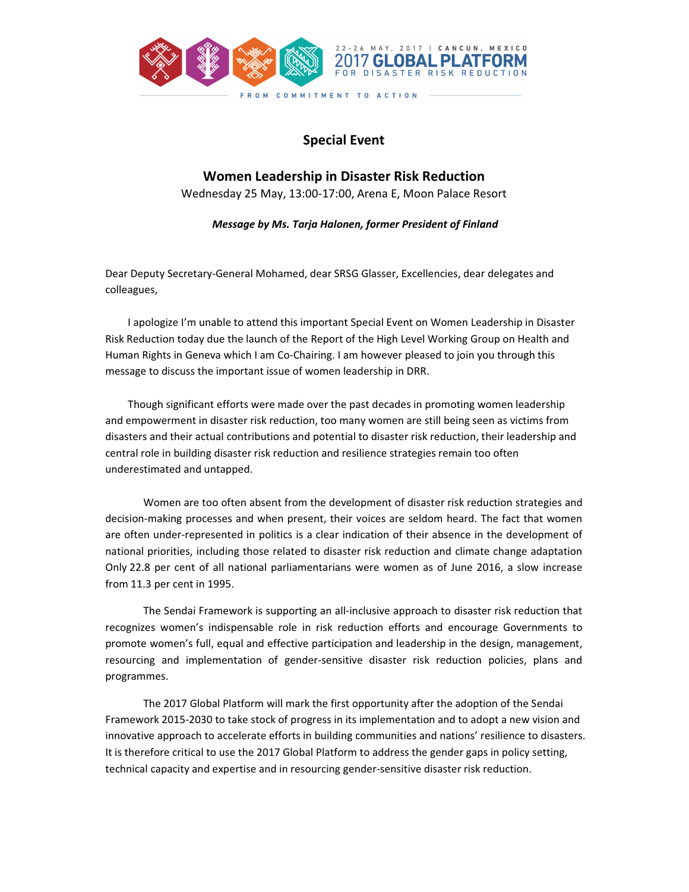22-26 MAY, 2017 | CANCUN, MEXICO
2017 GLOBAL PLATFORM
FOR DISASTER RISK REDUCTION
FROM COMMITMENT TO ACTION

## Special Event

## Women Leadership in Disaster Risk Reduction

Wednesday 25 May, 13:00-17:00, Arena E, Moon Palace Resort

***Message by Ms. Tarja Halonen, former President of Finland***

Dear Deputy Secretary-General Mohamed, dear SRSG Glasser, Excellencies, dear delegates and colleagues,

I apologize I'm unable to attend this important Special Event on Women Leadership in Disaster Risk Reduction today due the launch of the Report of the High Level Working Group on Health and Human Rights in Geneva which I am Co-Chairing. I am however pleased to join you through this message to discuss the important issue of women leadership in DRR.

Though significant efforts were made over the past decades in promoting women leadership and empowerment in disaster risk reduction, too many women are still being seen as victims from disasters and their actual contributions and potential to disaster risk reduction, their leadership and central role in building disaster risk reduction and resilience strategies remain too often underestimated and untapped.

Women are too often absent from the development of disaster risk reduction strategies and decision-making processes and when present, their voices are seldom heard. The fact that women are often under-represented in politics is a clear indication of their absence in the development of national priorities, including those related to disaster risk reduction and climate change adaptation Only 22.8 per cent of all national parliamentarians were women as of June 2016, a slow increase from 11.3 per cent in 1995.

The Sendai Framework is supporting an all-inclusive approach to disaster risk reduction that recognizes women's indispensable role in risk reduction efforts and encourage Governments to promote women's full, equal and effective participation and leadership in the design, management, resourcing and implementation of gender-sensitive disaster risk reduction policies, plans and programmes.

The 2017 Global Platform will mark the first opportunity after the adoption of the Sendai Framework 2015-2030 to take stock of progress in its implementation and to adopt a new vision and innovative approach to accelerate efforts in building communities and nations' resilience to disasters. It is therefore critical to use the 2017 Global Platform to address the gender gaps in policy setting, technical capacity and expertise and in resourcing gender-sensitive disaster risk reduction.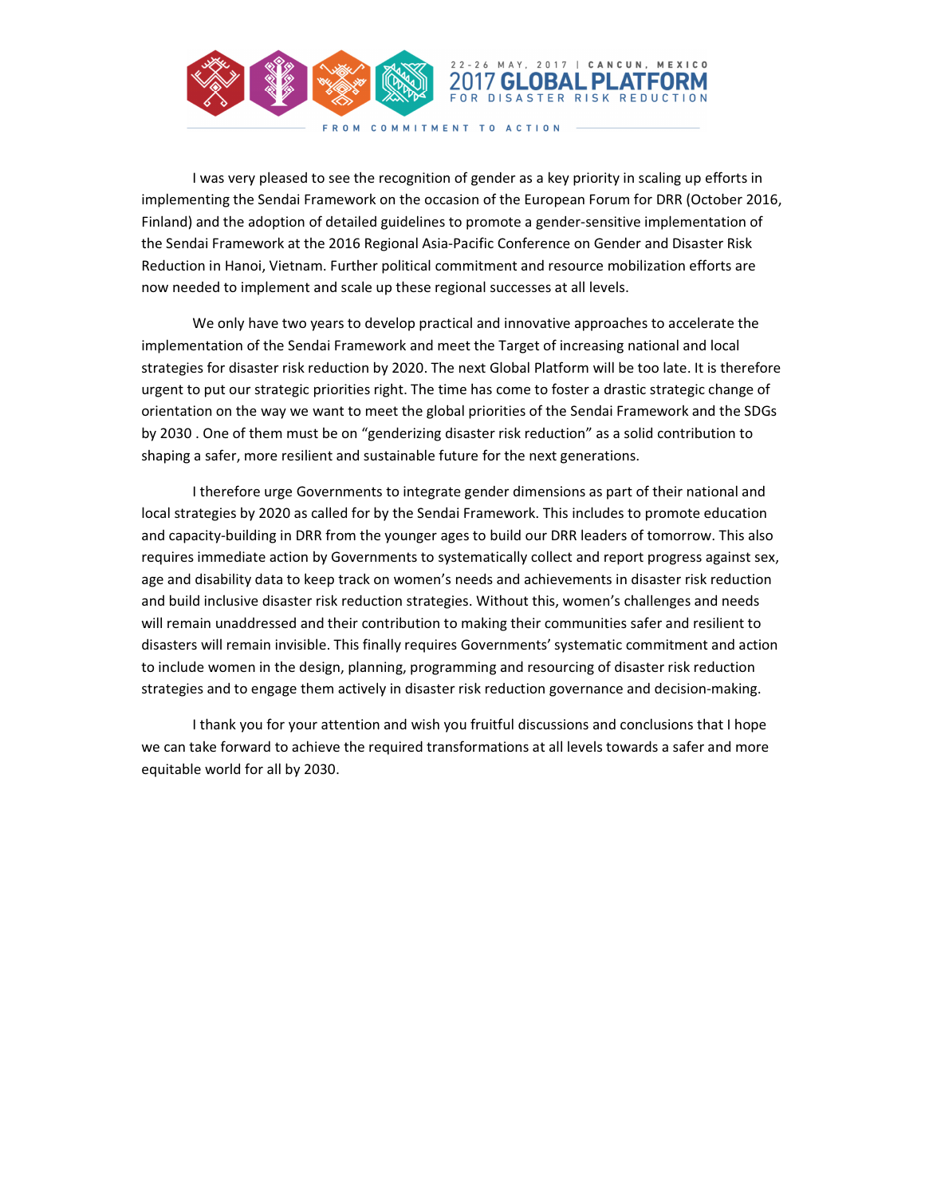I was very pleased to see the recognition of gender as a key priority in scaling up efforts in implementing the Sendai Framework on the occasion of the European Forum for DRR (October 2016, Finland) and the adoption of detailed guidelines to promote a gender-sensitive implementation of the Sendai Framework at the 2016 Regional Asia-Pacific Conference on Gender and Disaster Risk Reduction in Hanoi, Vietnam. Further political commitment and resource mobilization efforts are now needed to implement and scale up these regional successes at all levels.

We only have two years to develop practical and innovative approaches to accelerate the implementation of the Sendai Framework and meet the Target of increasing national and local strategies for disaster risk reduction by 2020. The next Global Platform will be too late. It is therefore urgent to put our strategic priorities right. The time has come to foster a drastic strategic change of orientation on the way we want to meet the global priorities of the Sendai Framework and the SDGs by 2030 . One of them must be on "genderizing disaster risk reduction" as a solid contribution to shaping a safer, more resilient and sustainable future for the next generations.

I therefore urge Governments to integrate gender dimensions as part of their national and local strategies by 2020 as called for by the Sendai Framework. This includes to promote education and capacity-building in DRR from the younger ages to build our DRR leaders of tomorrow. This also requires immediate action by Governments to systematically collect and report progress against sex, age and disability data to keep track on women's needs and achievements in disaster risk reduction and build inclusive disaster risk reduction strategies. Without this, women's challenges and needs will remain unaddressed and their contribution to making their communities safer and resilient to disasters will remain invisible. This finally requires Governments' systematic commitment and action to include women in the design, planning, programming and resourcing of disaster risk reduction strategies and to engage them actively in disaster risk reduction governance and decision-making.

I thank you for your attention and wish you fruitful discussions and conclusions that I hope we can take forward to achieve the required transformations at all levels towards a safer and more equitable world for all by 2030.